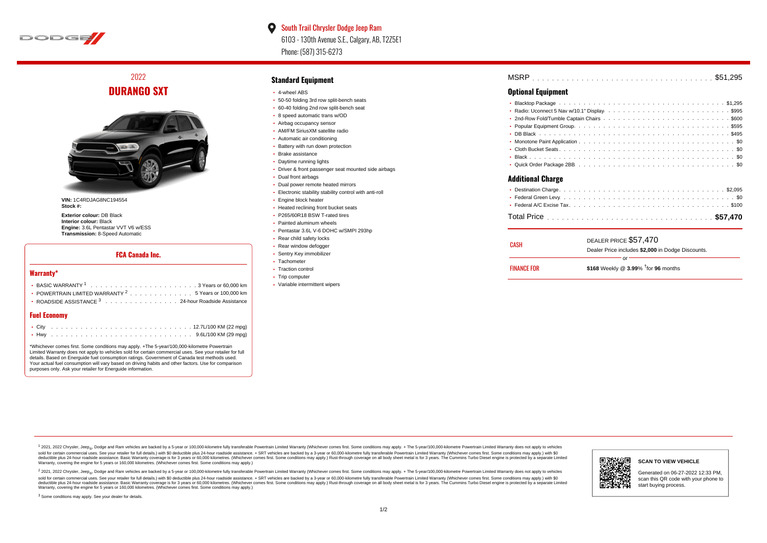South Trail Chrysler Dodge Jeep Ram

6103 - 130th Avenue S.E., Calgary, AB, T2Z5E1

Phone: (587) 315-6273

## 2022
# DURANGO SXT

**VIN:** 1C4RDJAG8NC194554
**Stock #:**

**Exterior colour:** DB Black
**Interior colour:** Black
**Engine:** 3.6L Pentastar VVT V6 w/ESS
**Transmission:** 8-Speed Automatic

### FCA Canada Inc.

#### Warranty*

- BASIC WARRANTY [1] . . . 3 Years or 60,000 km
- POWERTRAIN LIMITED WARRANTY [2] . . . 5 Years or 100,000 km
- ROADSIDE ASSISTANCE [3] . . . 24-hour Roadside Assistance

#### Fuel Economy

- City . . . 12.7L/100 KM (22 mpg)
- Hwy . . . 9.6L/100 KM (29 mpg)

*Whichever comes first. Some conditions may apply. +The 5-year/100,000-kilometre Powertrain Limited Warranty does not apply to vehicles sold for certain commercial uses. See your retailer for full details. Based on Energuide fuel consumption ratings. Government of Canada test methods used. Your actual fuel consumption will vary based on driving habits and other factors. Use for comparison purposes only. Ask your retailer for Energuide information.

## Standard Equipment

- 4-wheel ABS
- 50-50 folding 3rd row split-bench seats
- 60-40 folding 2nd row split-bench seat
- 8 speed automatic trans w/OD
- Airbag occupancy sensor
- AM/FM SiriusXM satellite radio
- Automatic air conditioning
- Battery with run down protection
- Brake assistance
- Daytime running lights
- Driver & front passenger seat mounted side airbags
- Dual front airbags
- Dual power remote heated mirrors
- Electronic stability stability control with anti-roll
- Engine block heater
- Heated reclining front bucket seats
- P265/60R18 BSW T-rated tires
- Painted aluminum wheels
- Pentastar 3.6L V-6 DOHC w/SMPI 293hp
- Rear child safety locks
- Rear window defogger
- Sentry Key immobilizer
- Tachometer
- Traction control
- Trip computer
- Variable intermittent wipers

MSRP . . . $51,295

## Optional Equipment

- Blacktop Package . . . $1,295
- Radio: Uconnect 5 Nav w/10.1" Display . . . $995
- 2nd-Row Fold/Tumble Captain Chairs . . . $600
- Popular Equipment Group . . . $595
- DB Black . . . $495
- Monotone Paint Application . . . $0
- Cloth Bucket Seats . . . $0
- Black . . . $0
- Quick Order Package 2BB . . . $0

## Additional Charge

- Destination Charge . . . $2,095
- Federal Green Levy . . . $0
- Federal A/C Excise Tax . . . $100

Total Price . . . **$57,470**

CASH — DEALER PRICE $57,470
Dealer Price includes **$2,000** in Dodge Discounts.

or

FINANCE FOR — **$168** Weekly @ **3.99**% †for **96** months

[1] 2021, 2022 Chrysler, Jeep®, Dodge and Ram vehicles are backed by a 5-year or 100,000-kilometre fully transferable Powertrain Limited Warranty (Whichever comes first. Some conditions may apply. + The 5-year/100,000-kilometre Powertrain Limited Warranty does not apply to vehicles sold for certain commercial uses. See your retailer for full details.) with $0 deductible plus 24-hour roadside assistance. + SRT vehicles are backed by a 3-year or 60,000-kilometre fully transferable Powertrain Limited Warranty (Whichever comes first. Some conditions may apply.) with $0 deductible plus 24-hour roadside assistance. Basic Warranty coverage is for 3 years or 60,000 kilometres. (Whichever comes first. Some conditions may apply.) Rust-through coverage on all body sheet metal is for 3 years. The Cummins Turbo Diesel engine is protected by a separate Limited Warranty, covering the engine for 5 years or 160,000 kilometres. (Whichever comes first. Some conditions may apply.)

[2] 2021, 2022 Chrysler, Jeep®, Dodge and Ram vehicles are backed by a 5-year or 100,000-kilometre fully transferable Powertrain Limited Warranty (Whichever comes first. Some conditions may apply. + The 5-year/100,000-kilometre Powertrain Limited Warranty does not apply to vehicles sold for certain commercial uses. See your retailer for full details.) with $0 deductible plus 24-hour roadside assistance. + SRT vehicles are backed by a 3-year or 60,000-kilometre fully transferable Powertrain Limited Warranty (Whichever comes first. Some conditions may apply.) with $0 deductible plus 24-hour roadside assistance. Basic Warranty coverage is for 3 years or 60,000 kilometres. (Whichever comes first. Some conditions may apply.) Rust-through coverage on all body sheet metal is for 3 years. The Cummins Turbo Diesel engine is protected by a separate Limited Warranty, covering the engine for 5 years or 160,000 kilometres. (Whichever comes first. Some conditions may apply.)

[3] Some conditions may apply. See your dealer for details.

**SCAN TO VIEW VEHICLE**

Generated on 06-27-2022 12:33 PM, scan this QR code with your phone to start buying process.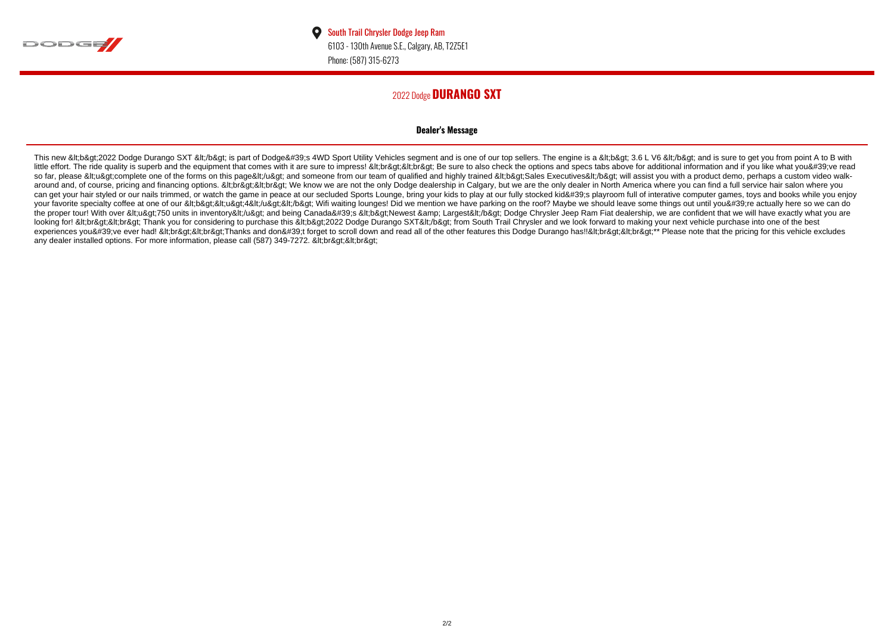South Trail Chrysler Dodge Jeep Ram
6103 - 130th Avenue S.E., Calgary, AB, T2Z5E1
Phone: (587) 315-6273

# 2022 Dodge **DURANGO SXT**

## Dealer's Message

This new &lt;b&gt;2022 Dodge Durango SXT &lt;/b&gt; is part of Dodge&#39;s 4WD Sport Utility Vehicles segment and is one of our top sellers. The engine is a &lt;b&gt; 3.6 L V6 &lt;/b&gt; and is sure to get you from point A to B with little effort. The ride quality is superb and the equipment that comes with it are sure to impress! &lt;br&gt;&lt;br&gt; Be sure to also check the options and specs tabs above for additional information and if you like what you&#39;ve read so far, please &lt;u&gt;complete one of the forms on this page&lt;/u&gt; and someone from our team of qualified and highly trained &lt;b&gt;Sales Executives&lt;/b&gt; will assist you with a product demo, perhaps a custom video walk-around and, of course, pricing and financing options. &lt;br&gt;&lt;br&gt; We know we are not the only Dodge dealership in Calgary, but we are the only dealer in North America where you can find a full service hair salon where you can get your hair styled or our nails trimmed, or watch the game in peace at our secluded Sports Lounge, bring your kids to play at our fully stocked kid&#39;s playroom full of interative computer games, toys and books while you enjoy your favorite specialty coffee at one of our &lt;b&gt;&lt;u&gt;4&lt;/u&gt;&lt;/b&gt; Wifi waiting lounges! Did we mention we have parking on the roof? Maybe we should leave some things out until you&#39;re actually here so we can do the proper tour! With over &lt;u&gt;750 units in inventory&lt;/u&gt; and being Canada&#39;s &lt;b&gt;Newest &amp; Largest&lt;/b&gt; Dodge Chrysler Jeep Ram Fiat dealership, we are confident that we will have exactly what you are looking for! &lt;br&gt;&lt;br&gt; Thank you for considering to purchase this &lt;b&gt;2022 Dodge Durango SXT&lt;/b&gt; from South Trail Chrysler and we look forward to making your next vehicle purchase into one of the best experiences you&#39;ve ever had! &lt;br&gt;&lt;br&gt;Thanks and don&#39;t forget to scroll down and read all of the other features this Dodge Durango has!!&lt;br&gt;&lt;br&gt;** Please note that the pricing for this vehicle excludes any dealer installed options. For more information, please call (587) 349-7272. &lt;br&gt;&lt;br&gt;